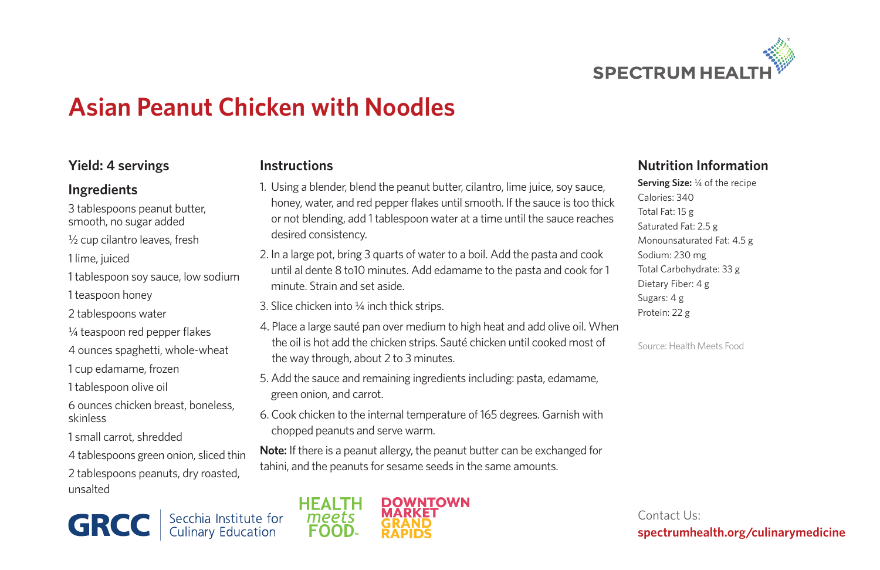SPECTRUM HEALTH

# Asian Peanut Chicken with Noodles

## Yield: 4 servings

## Ingredients

3 tablespoons peanut butter, smooth, no sugar added

½ cup cilantro leaves, fresh

1 lime, juiced

1 tablespoon soy sauce, low sodium

1 teaspoon honey

2 tablespoons water

¼ teaspoon red pepper flakes

4 ounces spaghetti, whole-wheat

1 cup edamame, frozen

1 tablespoon olive oil

6 ounces chicken breast, boneless, skinless

1 small carrot, shredded

4 tablespoons green onion, sliced thin

2 tablespoons peanuts, dry roasted, unsalted

## Instructions

1. Using a blender, blend the peanut butter, cilantro, lime juice, soy sauce, honey, water, and red pepper flakes until smooth. If the sauce is too thick or not blending, add 1 tablespoon water at a time until the sauce reaches desired consistency.
2. In a large pot, bring 3 quarts of water to a boil. Add the pasta and cook until al dente 8 to10 minutes. Add edamame to the pasta and cook for 1 minute. Strain and set aside.
3. Slice chicken into ¼ inch thick strips.
4. Place a large sauté pan over medium to high heat and add olive oil. When the oil is hot add the chicken strips. Sauté chicken until cooked most of the way through, about 2 to 3 minutes.
5. Add the sauce and remaining ingredients including: pasta, edamame, green onion, and carrot.
6. Cook chicken to the internal temperature of 165 degrees. Garnish with chopped peanuts and serve warm.

**Note:** If there is a peanut allergy, the peanut butter can be exchanged for tahini, and the peanuts for sesame seeds in the same amounts.

## Nutrition Information

**Serving Size:** ¼ of the recipe
Calories: 340
Total Fat: 15 g
Saturated Fat: 2.5 g
Monounsaturated Fat: 4.5 g
Sodium: 230 mg
Total Carbohydrate: 33 g
Dietary Fiber: 4 g
Sugars: 4 g
Protein: 22 g

Source: Health Meets Food

GRCC Secchia Institute for Culinary Education

HEALTH meets FOOD

DOWNTOWN MARKET GRAND RAPIDS

Contact Us:
**spectrumhealth.org/culinarymedicine**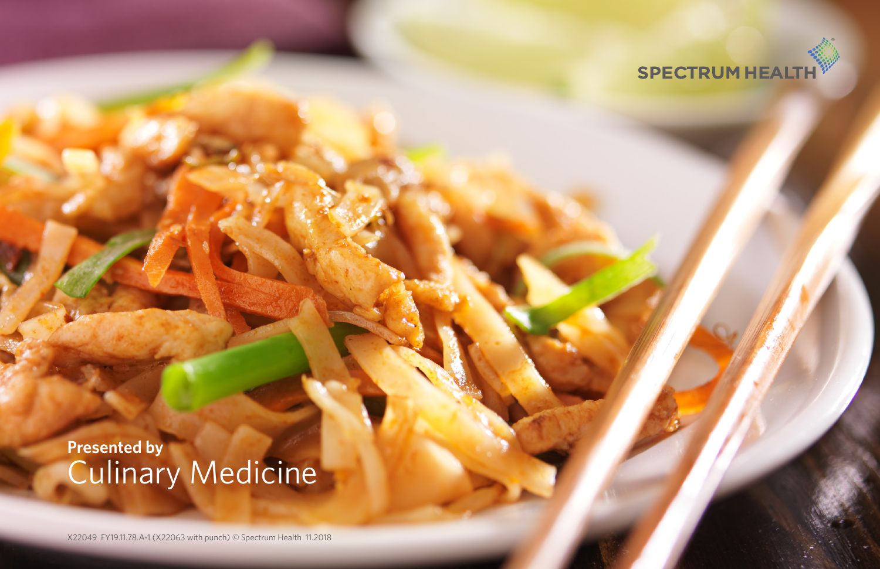SPECTRUM HEALTH

**Presented by**

Culinary Medicine

X22049 FY19.11.78.A-1 (X22063 with punch) © Spectrum Health 11.2018